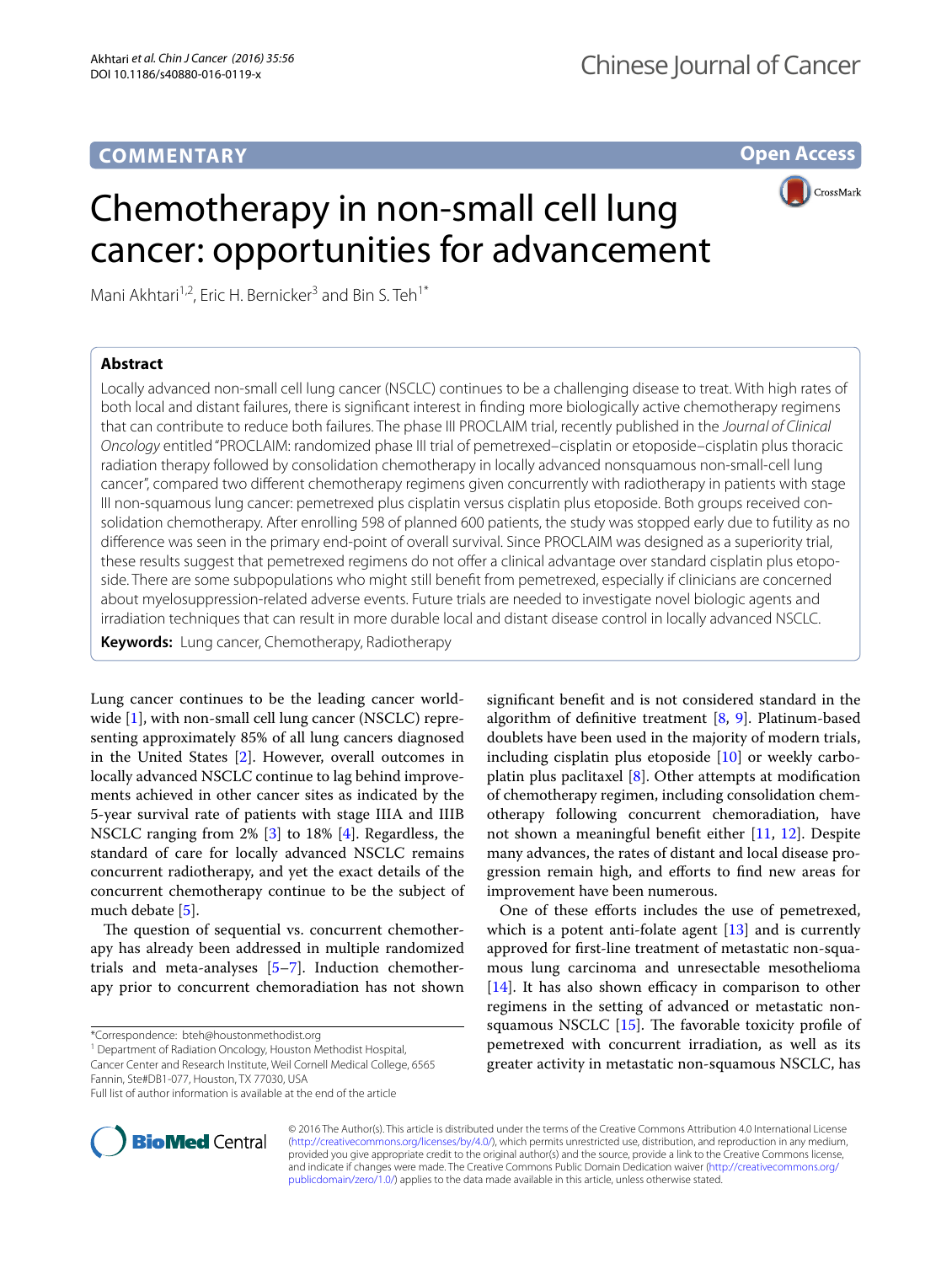COMMENTARY

Open Access

# Chemotherapy in non-small cell lung cancer: opportunities for advancement

Mani Akhtari[1,2], Eric H. Bernicker[3] and Bin S. Teh[1*]

## Abstract

Locally advanced non-small cell lung cancer (NSCLC) continues to be a challenging disease to treat. With high rates of both local and distant failures, there is significant interest in finding more biologically active chemotherapy regimens that can contribute to reduce both failures. The phase III PROCLAIM trial, recently published in the *Journal of Clinical Oncology* entitled "PROCLAIM: randomized phase III trial of pemetrexed–cisplatin or etoposide–cisplatin plus thoracic radiation therapy followed by consolidation chemotherapy in locally advanced nonsquamous non-small-cell lung cancer", compared two different chemotherapy regimens given concurrently with radiotherapy in patients with stage III non-squamous lung cancer: pemetrexed plus cisplatin versus cisplatin plus etoposide. Both groups received consolidation chemotherapy. After enrolling 598 of planned 600 patients, the study was stopped early due to futility as no difference was seen in the primary end-point of overall survival. Since PROCLAIM was designed as a superiority trial, these results suggest that pemetrexed regimens do not offer a clinical advantage over standard cisplatin plus etoposide. There are some subpopulations who might still benefit from pemetrexed, especially if clinicians are concerned about myelosuppression-related adverse events. Future trials are needed to investigate novel biologic agents and irradiation techniques that can result in more durable local and distant disease control in locally advanced NSCLC.

**Keywords:** Lung cancer, Chemotherapy, Radiotherapy

Lung cancer continues to be the leading cancer worldwide [1], with non-small cell lung cancer (NSCLC) representing approximately 85% of all lung cancers diagnosed in the United States [2]. However, overall outcomes in locally advanced NSCLC continue to lag behind improvements achieved in other cancer sites as indicated by the 5-year survival rate of patients with stage IIIA and IIIB NSCLC ranging from 2% [3] to 18% [4]. Regardless, the standard of care for locally advanced NSCLC remains concurrent radiotherapy, and yet the exact details of the concurrent chemotherapy continue to be the subject of much debate [5].

The question of sequential vs. concurrent chemotherapy has already been addressed in multiple randomized trials and meta-analyses [5–7]. Induction chemotherapy prior to concurrent chemoradiation has not shown significant benefit and is not considered standard in the algorithm of definitive treatment [8, 9]. Platinum-based doublets have been used in the majority of modern trials, including cisplatin plus etoposide [10] or weekly carboplatin plus paclitaxel [8]. Other attempts at modification of chemotherapy regimen, including consolidation chemotherapy following concurrent chemoradiation, have not shown a meaningful benefit either [11, 12]. Despite many advances, the rates of distant and local disease progression remain high, and efforts to find new areas for improvement have been numerous.

One of these efforts includes the use of pemetrexed, which is a potent anti-folate agent [13] and is currently approved for first-line treatment of metastatic non-squamous lung carcinoma and unresectable mesothelioma [14]. It has also shown efficacy in comparison to other regimens in the setting of advanced or metastatic non-squamous NSCLC [15]. The favorable toxicity profile of pemetrexed with concurrent irradiation, as well as its greater activity in metastatic non-squamous NSCLC, has

*Correspondence: bteh@houstonmethodist.org
[1] Department of Radiation Oncology, Houston Methodist Hospital, Cancer Center and Research Institute, Weil Cornell Medical College, 6565 Fannin, Ste#DB1-077, Houston, TX 77030, USA
Full list of author information is available at the end of the article

© 2016 The Author(s). This article is distributed under the terms of the Creative Commons Attribution 4.0 International License (http://creativecommons.org/licenses/by/4.0/), which permits unrestricted use, distribution, and reproduction in any medium, provided you give appropriate credit to the original author(s) and the source, provide a link to the Creative Commons license, and indicate if changes were made. The Creative Commons Public Domain Dedication waiver (http://creativecommons.org/publicdomain/zero/1.0/) applies to the data made available in this article, unless otherwise stated.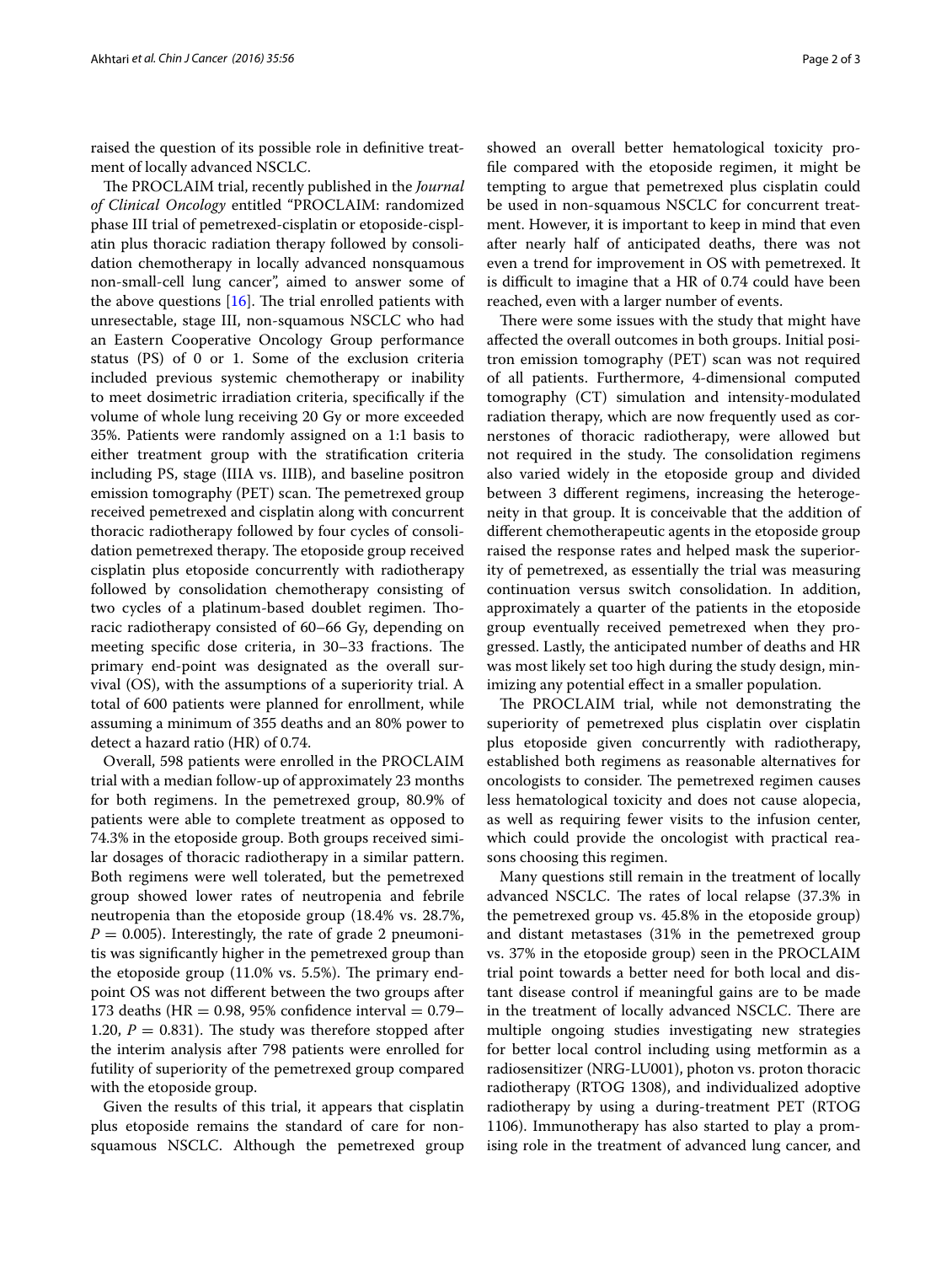raised the question of its possible role in definitive treatment of locally advanced NSCLC.

The PROCLAIM trial, recently published in the *Journal of Clinical Oncology* entitled "PROCLAIM: randomized phase III trial of pemetrexed-cisplatin or etoposide-cisplatin plus thoracic radiation therapy followed by consolidation chemotherapy in locally advanced nonsquamous non-small-cell lung cancer", aimed to answer some of the above questions [16]. The trial enrolled patients with unresectable, stage III, non-squamous NSCLC who had an Eastern Cooperative Oncology Group performance status (PS) of 0 or 1. Some of the exclusion criteria included previous systemic chemotherapy or inability to meet dosimetric irradiation criteria, specifically if the volume of whole lung receiving 20 Gy or more exceeded 35%. Patients were randomly assigned on a 1:1 basis to either treatment group with the stratification criteria including PS, stage (IIIA vs. IIIB), and baseline positron emission tomography (PET) scan. The pemetrexed group received pemetrexed and cisplatin along with concurrent thoracic radiotherapy followed by four cycles of consolidation pemetrexed therapy. The etoposide group received cisplatin plus etoposide concurrently with radiotherapy followed by consolidation chemotherapy consisting of two cycles of a platinum-based doublet regimen. Thoracic radiotherapy consisted of 60–66 Gy, depending on meeting specific dose criteria, in 30–33 fractions. The primary end-point was designated as the overall survival (OS), with the assumptions of a superiority trial. A total of 600 patients were planned for enrollment, while assuming a minimum of 355 deaths and an 80% power to detect a hazard ratio (HR) of 0.74.

Overall, 598 patients were enrolled in the PROCLAIM trial with a median follow-up of approximately 23 months for both regimens. In the pemetrexed group, 80.9% of patients were able to complete treatment as opposed to 74.3% in the etoposide group. Both groups received similar dosages of thoracic radiotherapy in a similar pattern. Both regimens were well tolerated, but the pemetrexed group showed lower rates of neutropenia and febrile neutropenia than the etoposide group (18.4% vs. 28.7%, $P = 0.005$). Interestingly, the rate of grade 2 pneumonitis was significantly higher in the pemetrexed group than the etoposide group (11.0% vs. 5.5%). The primary endpoint OS was not different between the two groups after 173 deaths (HR = 0.98, 95% confidence interval = 0.79–1.20, $P = 0.831$). The study was therefore stopped after the interim analysis after 798 patients were enrolled for futility of superiority of the pemetrexed group compared with the etoposide group.

Given the results of this trial, it appears that cisplatin plus etoposide remains the standard of care for non-squamous NSCLC. Although the pemetrexed group showed an overall better hematological toxicity profile compared with the etoposide regimen, it might be tempting to argue that pemetrexed plus cisplatin could be used in non-squamous NSCLC for concurrent treatment. However, it is important to keep in mind that even after nearly half of anticipated deaths, there was not even a trend for improvement in OS with pemetrexed. It is difficult to imagine that a HR of 0.74 could have been reached, even with a larger number of events.

There were some issues with the study that might have affected the overall outcomes in both groups. Initial positron emission tomography (PET) scan was not required of all patients. Furthermore, 4-dimensional computed tomography (CT) simulation and intensity-modulated radiation therapy, which are now frequently used as cornerstones of thoracic radiotherapy, were allowed but not required in the study. The consolidation regimens also varied widely in the etoposide group and divided between 3 different regimens, increasing the heterogeneity in that group. It is conceivable that the addition of different chemotherapeutic agents in the etoposide group raised the response rates and helped mask the superiority of pemetrexed, as essentially the trial was measuring continuation versus switch consolidation. In addition, approximately a quarter of the patients in the etoposide group eventually received pemetrexed when they progressed. Lastly, the anticipated number of deaths and HR was most likely set too high during the study design, minimizing any potential effect in a smaller population.

The PROCLAIM trial, while not demonstrating the superiority of pemetrexed plus cisplatin over cisplatin plus etoposide given concurrently with radiotherapy, established both regimens as reasonable alternatives for oncologists to consider. The pemetrexed regimen causes less hematological toxicity and does not cause alopecia, as well as requiring fewer visits to the infusion center, which could provide the oncologist with practical reasons choosing this regimen.

Many questions still remain in the treatment of locally advanced NSCLC. The rates of local relapse (37.3% in the pemetrexed group vs. 45.8% in the etoposide group) and distant metastases (31% in the pemetrexed group vs. 37% in the etoposide group) seen in the PROCLAIM trial point towards a better need for both local and distant disease control if meaningful gains are to be made in the treatment of locally advanced NSCLC. There are multiple ongoing studies investigating new strategies for better local control including using metformin as a radiosensitizer (NRG-LU001), photon vs. proton thoracic radiotherapy (RTOG 1308), and individualized adoptive radiotherapy by using a during-treatment PET (RTOG 1106). Immunotherapy has also started to play a promising role in the treatment of advanced lung cancer, and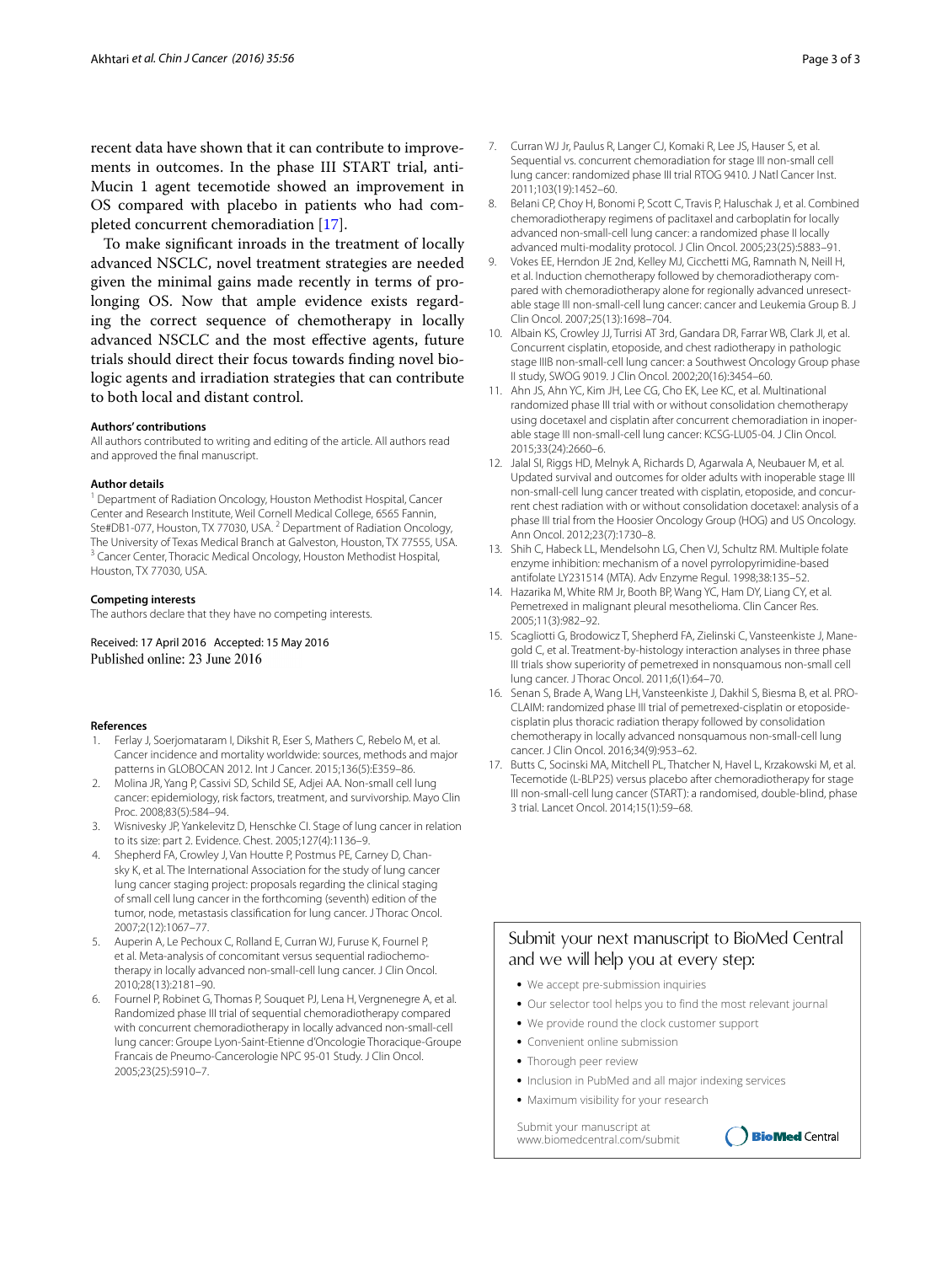recent data have shown that it can contribute to improvements in outcomes. In the phase III START trial, anti-Mucin 1 agent tecemotide showed an improvement in OS compared with placebo in patients who had completed concurrent chemoradiation [17].

To make significant inroads in the treatment of locally advanced NSCLC, novel treatment strategies are needed given the minimal gains made recently in terms of prolonging OS. Now that ample evidence exists regarding the correct sequence of chemotherapy in locally advanced NSCLC and the most effective agents, future trials should direct their focus towards finding novel biologic agents and irradiation strategies that can contribute to both local and distant control.

#### Authors' contributions

All authors contributed to writing and editing of the article. All authors read and approved the final manuscript.

#### Author details

[1] Department of Radiation Oncology, Houston Methodist Hospital, Cancer Center and Research Institute, Weil Cornell Medical College, 6565 Fannin, Ste#DB1-077, Houston, TX 77030, USA. [2] Department of Radiation Oncology, The University of Texas Medical Branch at Galveston, Houston, TX 77555, USA. [3] Cancer Center, Thoracic Medical Oncology, Houston Methodist Hospital, Houston, TX 77030, USA.

#### Competing interests

The authors declare that they have no competing interests.

Received: 17 April 2016 Accepted: 15 May 2016
Published online: 23 June 2016

#### References

1. Ferlay J, Soerjomataram I, Dikshit R, Eser S, Mathers C, Rebelo M, et al. Cancer incidence and mortality worldwide: sources, methods and major patterns in GLOBOCAN 2012. Int J Cancer. 2015;136(5):E359–86.
2. Molina JR, Yang P, Cassivi SD, Schild SE, Adjei AA. Non-small cell lung cancer: epidemiology, risk factors, treatment, and survivorship. Mayo Clin Proc. 2008;83(5):584–94.
3. Wisnivesky JP, Yankelevitz D, Henschke CI. Stage of lung cancer in relation to its size: part 2. Evidence. Chest. 2005;127(4):1136–9.
4. Shepherd FA, Crowley J, Van Houtte P, Postmus PE, Carney D, Chansky K, et al. The International Association for the study of lung cancer lung cancer staging project: proposals regarding the clinical staging of small cell lung cancer in the forthcoming (seventh) edition of the tumor, node, metastasis classification for lung cancer. J Thorac Oncol. 2007;2(12):1067–77.
5. Auperin A, Le Pechoux C, Rolland E, Curran WJ, Furuse K, Fournel P, et al. Meta-analysis of concomitant versus sequential radiochemotherapy in locally advanced non-small-cell lung cancer. J Clin Oncol. 2010;28(13):2181–90.
6. Fournel P, Robinet G, Thomas P, Souquet PJ, Lena H, Vergnenegre A, et al. Randomized phase III trial of sequential chemoradiotherapy compared with concurrent chemoradiotherapy in locally advanced non-small-cell lung cancer: Groupe Lyon-Saint-Etienne d'Oncologie Thoracique-Groupe Francais de Pneumo-Cancerologie NPC 95-01 Study. J Clin Oncol. 2005;23(25):5910–7.
7. Curran WJ Jr, Paulus R, Langer CJ, Komaki R, Lee JS, Hauser S, et al. Sequential vs. concurrent chemoradiation for stage III non-small cell lung cancer: randomized phase III trial RTOG 9410. J Natl Cancer Inst. 2011;103(19):1452–60.
8. Belani CP, Choy H, Bonomi P, Scott C, Travis P, Haluschak J, et al. Combined chemoradiotherapy regimens of paclitaxel and carboplatin for locally advanced non-small-cell lung cancer: a randomized phase II locally advanced multi-modality protocol. J Clin Oncol. 2005;23(25):5883–91.
9. Vokes EE, Herndon JE 2nd, Kelley MJ, Cicchetti MG, Ramnath N, Neill H, et al. Induction chemotherapy followed by chemoradiotherapy compared with chemoradiotherapy alone for regionally advanced unresectable stage III non-small-cell lung cancer: cancer and Leukemia Group B. J Clin Oncol. 2007;25(13):1698–704.
10. Albain KS, Crowley JJ, Turrisi AT 3rd, Gandara DR, Farrar WB, Clark JI, et al. Concurrent cisplatin, etoposide, and chest radiotherapy in pathologic stage IIIB non-small-cell lung cancer: a Southwest Oncology Group phase II study, SWOG 9019. J Clin Oncol. 2002;20(16):3454–60.
11. Ahn JS, Ahn YC, Kim JH, Lee CG, Cho EK, Lee KC, et al. Multinational randomized phase III trial with or without consolidation chemotherapy using docetaxel and cisplatin after concurrent chemoradiation in inoperable stage III non-small-cell lung cancer: KCSG-LU05-04. J Clin Oncol. 2015;33(24):2660–6.
12. Jalal SI, Riggs HD, Melnyk A, Richards D, Agarwala A, Neubauer M, et al. Updated survival and outcomes for older adults with inoperable stage III non-small-cell lung cancer treated with cisplatin, etoposide, and concurrent chest radiation with or without consolidation docetaxel: analysis of a phase III trial from the Hoosier Oncology Group (HOG) and US Oncology. Ann Oncol. 2012;23(7):1730–8.
13. Shih C, Habeck LL, Mendelsohn LG, Chen VJ, Schultz RM. Multiple folate enzyme inhibition: mechanism of a novel pyrrolopyrimidine-based antifolate LY231514 (MTA). Adv Enzyme Regul. 1998;38:135–52.
14. Hazarika M, White RM Jr, Booth BP, Wang YC, Ham DY, Liang CY, et al. Pemetrexed in malignant pleural mesothelioma. Clin Cancer Res. 2005;11(3):982–92.
15. Scagliotti G, Brodowicz T, Shepherd FA, Zielinski C, Vansteenkiste J, Manegold C, et al. Treatment-by-histology interaction analyses in three phase III trials show superiority of pemetrexed in nonsquamous non-small cell lung cancer. J Thorac Oncol. 2011;6(1):64–70.
16. Senan S, Brade A, Wang LH, Vansteenkiste J, Dakhil S, Biesma B, et al. PROCLAIM: randomized phase III trial of pemetrexed-cisplatin or etoposide-cisplatin plus thoracic radiation therapy followed by consolidation chemotherapy in locally advanced nonsquamous non-small-cell lung cancer. J Clin Oncol. 2016;34(9):953–62.
17. Butts C, Socinski MA, Mitchell PL, Thatcher N, Havel L, Krzakowski M, et al. Tecemotide (L-BLP25) versus placebo after chemoradiotherapy for stage III non-small-cell lung cancer (START): a randomised, double-blind, phase 3 trial. Lancet Oncol. 2014;15(1):59–68.

Submit your next manuscript to BioMed Central and we will help you at every step:

- We accept pre-submission inquiries
- Our selector tool helps you to find the most relevant journal
- We provide round the clock customer support
- Convenient online submission
- Thorough peer review
- Inclusion in PubMed and all major indexing services
- Maximum visibility for your research

Submit your manuscript at
www.biomedcentral.com/submit

BioMed Central